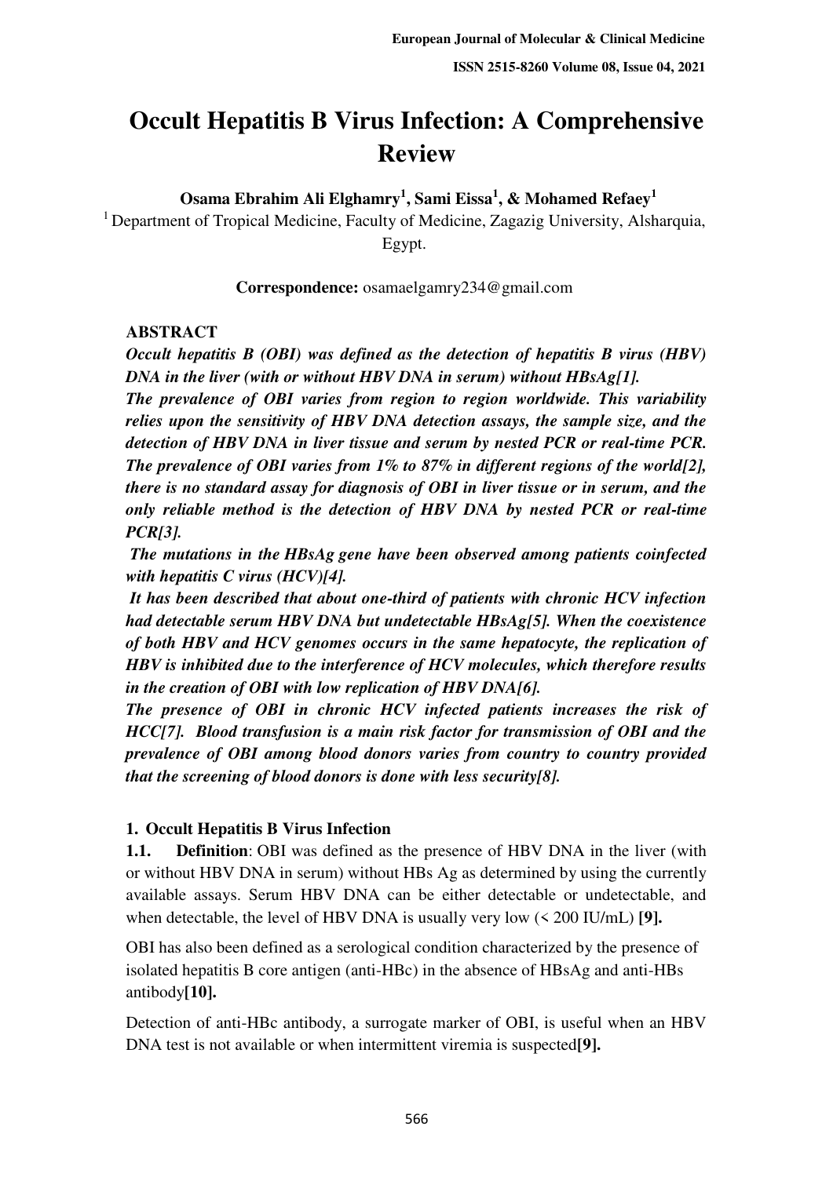# Occult Hepatitis B Virus Infection: A Comprehensive Review

**Osama Ebrahim Ali Elghamry[1], Sami Eissa[1], & Mohamed Refaey[1]**

[1] Department of Tropical Medicine, Faculty of Medicine, Zagazig University, Alsharquia, Egypt.

**Correspondence:** osamaelgamry234@gmail.com

**ABSTRACT**

***Occult hepatitis B (OBI) was defined as the detection of hepatitis B virus (HBV) DNA in the liver (with or without HBV DNA in serum) without HBsAg[1].***

***The prevalence of OBI varies from region to region worldwide. This variability relies upon the sensitivity of HBV DNA detection assays, the sample size, and the detection of HBV DNA in liver tissue and serum by nested PCR or real-time PCR. The prevalence of OBI varies from 1% to 87% in different regions of the world[2], there is no standard assay for diagnosis of OBI in liver tissue or in serum, and the only reliable method is the detection of HBV DNA by nested PCR or real-time PCR[3].***

***The mutations in the HBsAg gene have been observed among patients coinfected with hepatitis C virus (HCV)[4].***

***It has been described that about one-third of patients with chronic HCV infection had detectable serum HBV DNA but undetectable HBsAg[5]. When the coexistence of both HBV and HCV genomes occurs in the same hepatocyte, the replication of HBV is inhibited due to the interference of HCV molecules, which therefore results in the creation of OBI with low replication of HBV DNA[6].***

***The presence of OBI in chronic HCV infected patients increases the risk of HCC[7]. Blood transfusion is a main risk factor for transmission of OBI and the prevalence of OBI among blood donors varies from country to country provided that the screening of blood donors is done with less security[8].***

## 1. Occult Hepatitis B Virus Infection

**1.1. Definition**: OBI was defined as the presence of HBV DNA in the liver (with or without HBV DNA in serum) without HBs Ag as determined by using the currently available assays. Serum HBV DNA can be either detectable or undetectable, and when detectable, the level of HBV DNA is usually very low (< 200 IU/mL) **[9].**

OBI has also been defined as a serological condition characterized by the presence of isolated hepatitis B core antigen (anti-HBc) in the absence of HBsAg and anti-HBs antibody**[10].**

Detection of anti-HBc antibody, a surrogate marker of OBI, is useful when an HBV DNA test is not available or when intermittent viremia is suspected**[9].**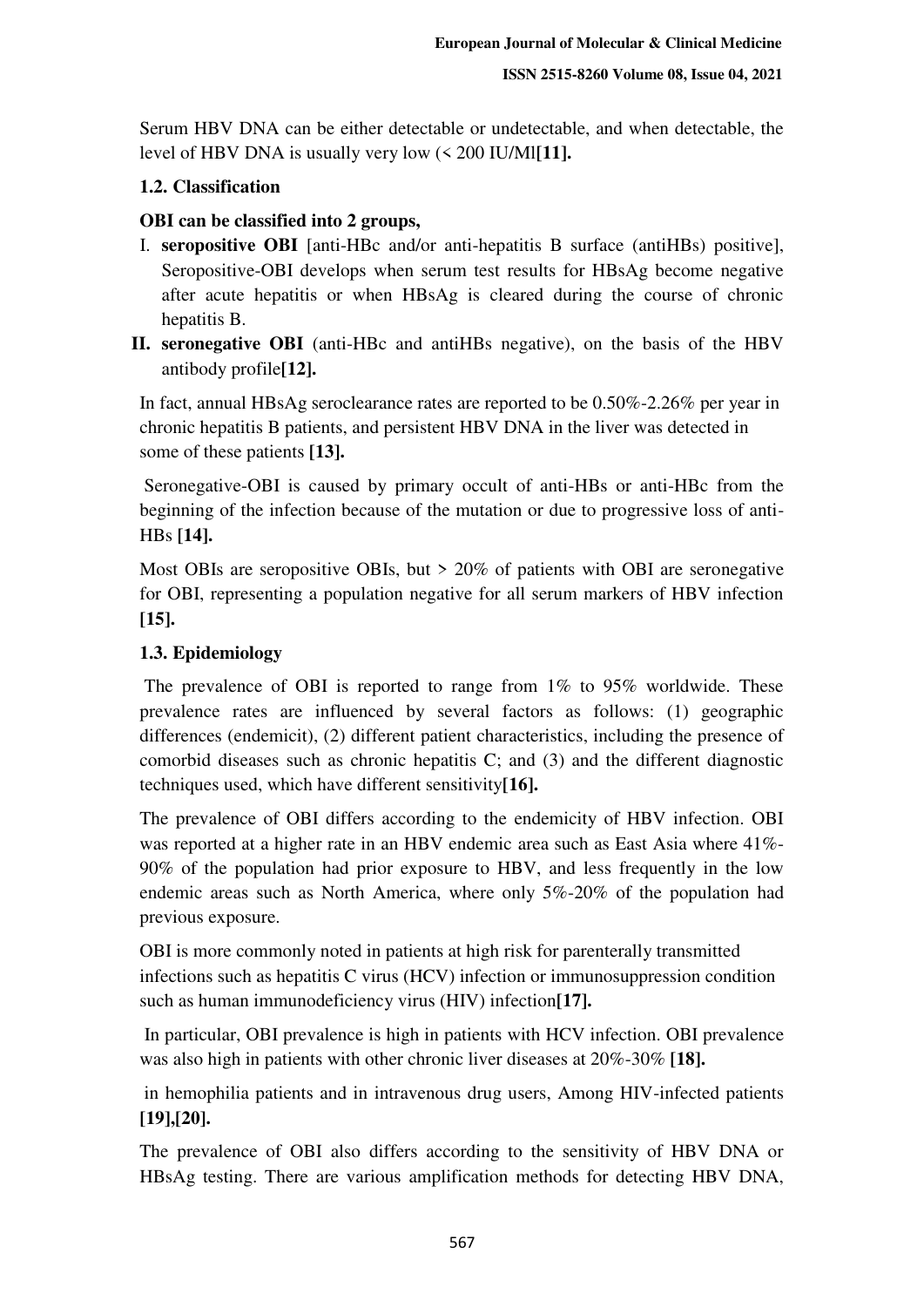Serum HBV DNA can be either detectable or undetectable, and when detectable, the level of HBV DNA is usually very low (< 200 IU/Ml**[11].**

### 1.2. Classification

**OBI can be classified into 2 groups,**

I. **seropositive OBI** [anti-HBc and/or anti-hepatitis B surface (antiHBs) positive], Seropositive-OBI develops when serum test results for HBsAg become negative after acute hepatitis or when HBsAg is cleared during the course of chronic hepatitis B.

**II. seronegative OBI** (anti-HBc and antiHBs negative), on the basis of the HBV antibody profile**[12].**

In fact, annual HBsAg seroclearance rates are reported to be 0.50%-2.26% per year in chronic hepatitis B patients, and persistent HBV DNA in the liver was detected in some of these patients **[13].**

Seronegative-OBI is caused by primary occult of anti-HBs or anti-HBc from the beginning of the infection because of the mutation or due to progressive loss of anti-HBs **[14].**

Most OBIs are seropositive OBIs, but > 20% of patients with OBI are seronegative for OBI, representing a population negative for all serum markers of HBV infection **[15].**

### 1.3. Epidemiology

The prevalence of OBI is reported to range from 1% to 95% worldwide. These prevalence rates are influenced by several factors as follows: (1) geographic differences (endemicit), (2) different patient characteristics, including the presence of comorbid diseases such as chronic hepatitis C; and (3) and the different diagnostic techniques used, which have different sensitivity**[16].**

The prevalence of OBI differs according to the endemicity of HBV infection. OBI was reported at a higher rate in an HBV endemic area such as East Asia where 41%-90% of the population had prior exposure to HBV, and less frequently in the low endemic areas such as North America, where only 5%-20% of the population had previous exposure.

OBI is more commonly noted in patients at high risk for parenterally transmitted infections such as hepatitis C virus (HCV) infection or immunosuppression condition such as human immunodeficiency virus (HIV) infection**[17].**

In particular, OBI prevalence is high in patients with HCV infection. OBI prevalence was also high in patients with other chronic liver diseases at 20%-30% **[18].**

in hemophilia patients and in intravenous drug users, Among HIV-infected patients **[19],[20].**

The prevalence of OBI also differs according to the sensitivity of HBV DNA or HBsAg testing. There are various amplification methods for detecting HBV DNA,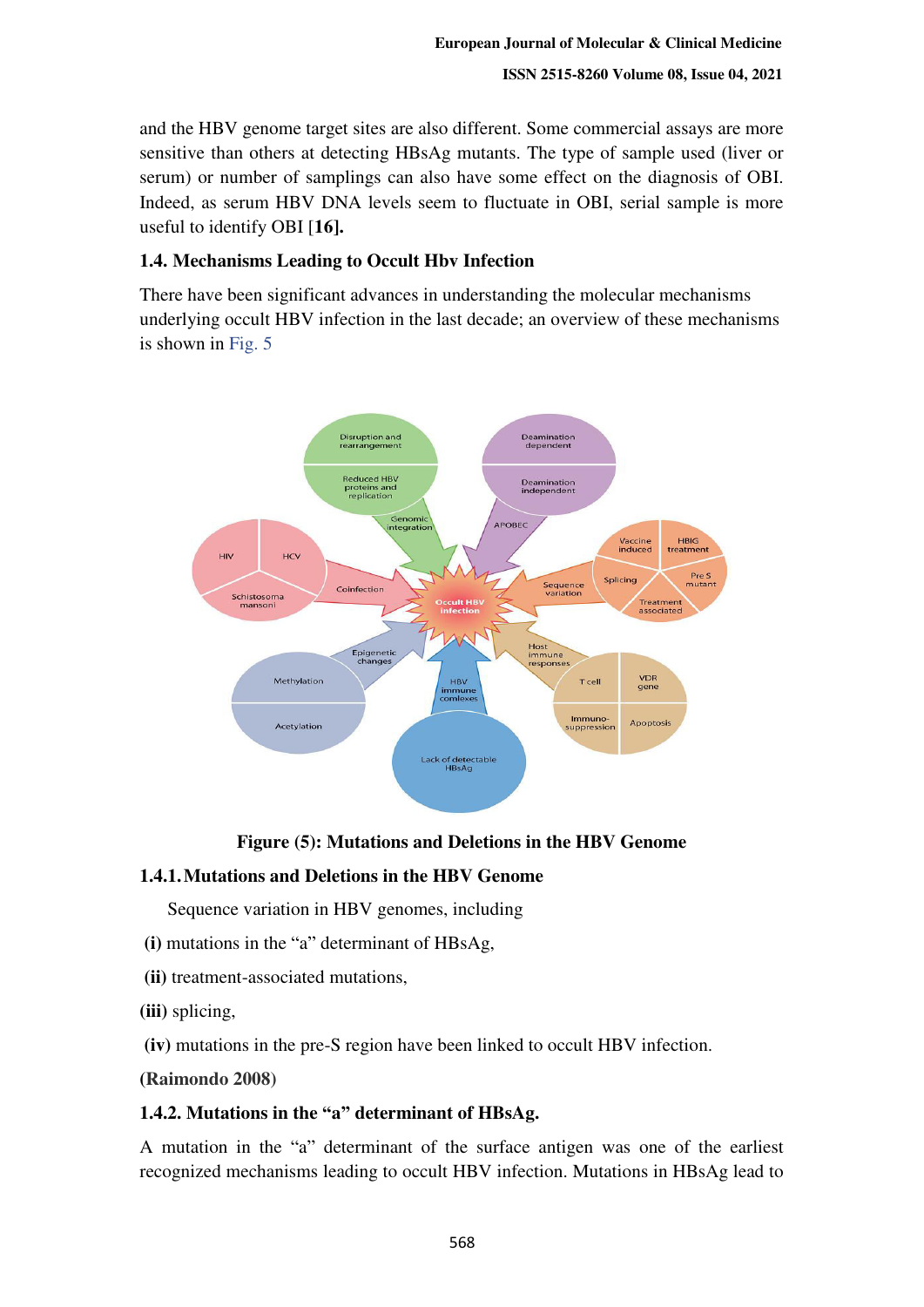and the HBV genome target sites are also different. Some commercial assays are more sensitive than others at detecting HBsAg mutants. The type of sample used (liver or serum) or number of samplings can also have some effect on the diagnosis of OBI. Indeed, as serum HBV DNA levels seem to fluctuate in OBI, serial sample is more useful to identify OBI [**16**].

### 1.4. Mechanisms Leading to Occult Hbv Infection

There have been significant advances in understanding the molecular mechanisms underlying occult HBV infection in the last decade; an overview of these mechanisms is shown in Fig. 5

**Figure (5): Mutations and Deletions in the HBV Genome**

#### 1.4.1. Mutations and Deletions in the HBV Genome

Sequence variation in HBV genomes, including

**(i)** mutations in the "a" determinant of HBsAg,

**(ii)** treatment-associated mutations,

**(iii)** splicing,

**(iv)** mutations in the pre-S region have been linked to occult HBV infection.

**(Raimondo 2008)**

#### 1.4.2. Mutations in the "a" determinant of HBsAg.

A mutation in the "a" determinant of the surface antigen was one of the earliest recognized mechanisms leading to occult HBV infection. Mutations in HBsAg lead to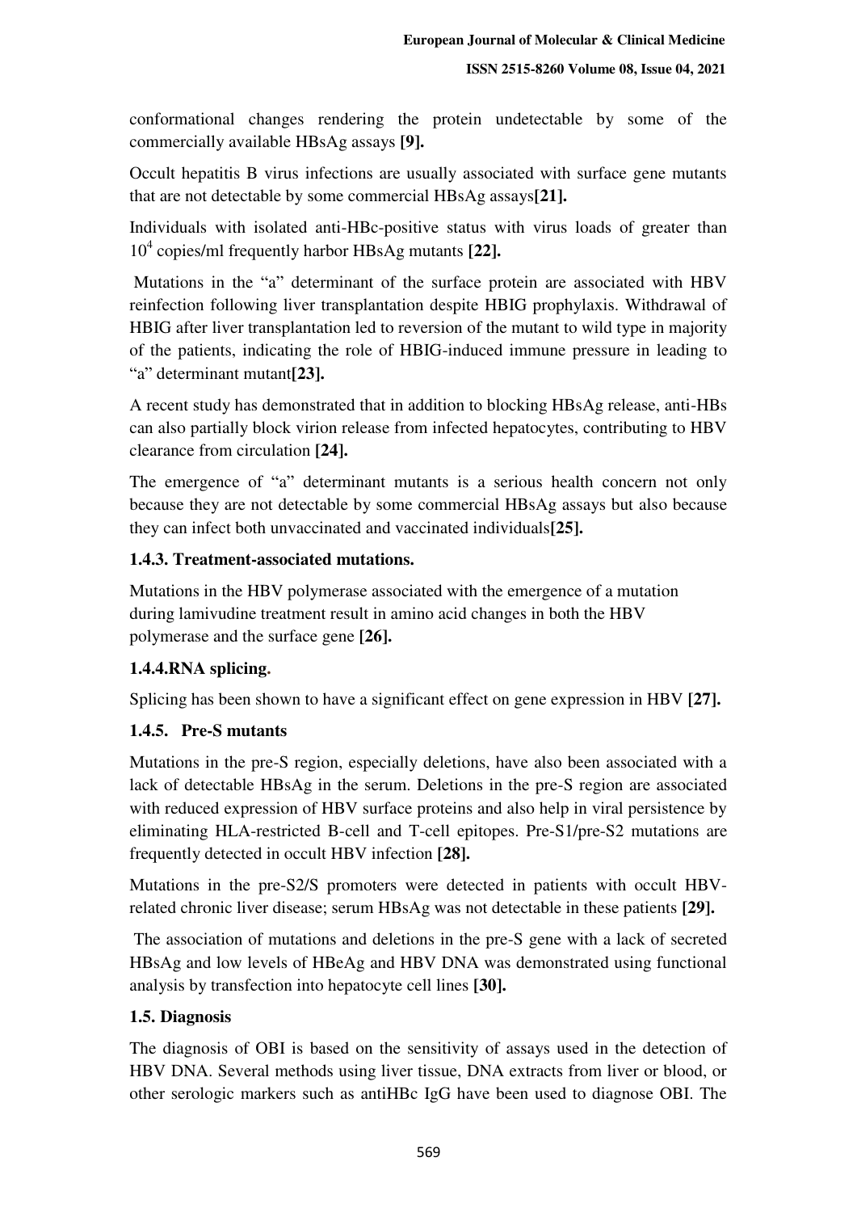conformational changes rendering the protein undetectable by some of the commercially available HBsAg assays **[9].**

Occult hepatitis B virus infections are usually associated with surface gene mutants that are not detectable by some commercial HBsAg assays**[21].**

Individuals with isolated anti-HBc-positive status with virus loads of greater than $10^4$ copies/ml frequently harbor HBsAg mutants **[22].**

Mutations in the "a" determinant of the surface protein are associated with HBV reinfection following liver transplantation despite HBIG prophylaxis. Withdrawal of HBIG after liver transplantation led to reversion of the mutant to wild type in majority of the patients, indicating the role of HBIG-induced immune pressure in leading to "a" determinant mutant**[23].**

A recent study has demonstrated that in addition to blocking HBsAg release, anti-HBs can also partially block virion release from infected hepatocytes, contributing to HBV clearance from circulation **[24].**

The emergence of "a" determinant mutants is a serious health concern not only because they are not detectable by some commercial HBsAg assays but also because they can infect both unvaccinated and vaccinated individuals**[25].**

### 1.4.3. Treatment-associated mutations.

Mutations in the HBV polymerase associated with the emergence of a mutation during lamivudine treatment result in amino acid changes in both the HBV polymerase and the surface gene **[26].**

### 1.4.4.RNA splicing.

Splicing has been shown to have a significant effect on gene expression in HBV **[27].**

### 1.4.5. Pre-S mutants

Mutations in the pre-S region, especially deletions, have also been associated with a lack of detectable HBsAg in the serum. Deletions in the pre-S region are associated with reduced expression of HBV surface proteins and also help in viral persistence by eliminating HLA-restricted B-cell and T-cell epitopes. Pre-S1/pre-S2 mutations are frequently detected in occult HBV infection **[28].**

Mutations in the pre-S2/S promoters were detected in patients with occult HBV-related chronic liver disease; serum HBsAg was not detectable in these patients **[29].**

The association of mutations and deletions in the pre-S gene with a lack of secreted HBsAg and low levels of HBeAg and HBV DNA was demonstrated using functional analysis by transfection into hepatocyte cell lines **[30].**

### 1.5. Diagnosis

The diagnosis of OBI is based on the sensitivity of assays used in the detection of HBV DNA. Several methods using liver tissue, DNA extracts from liver or blood, or other serologic markers such as antiHBc IgG have been used to diagnose OBI. The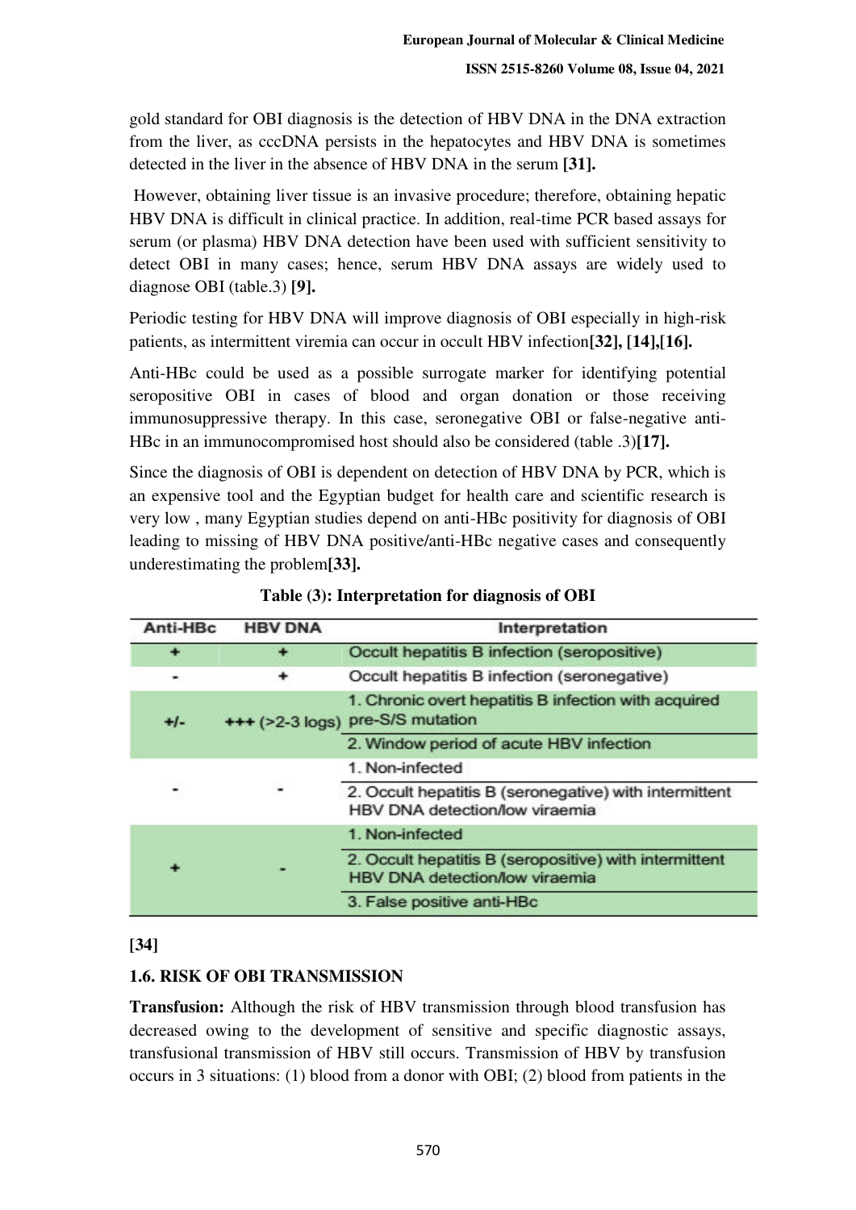gold standard for OBI diagnosis is the detection of HBV DNA in the DNA extraction from the liver, as cccDNA persists in the hepatocytes and HBV DNA is sometimes detected in the liver in the absence of HBV DNA in the serum **[31].**

However, obtaining liver tissue is an invasive procedure; therefore, obtaining hepatic HBV DNA is difficult in clinical practice. In addition, real-time PCR based assays for serum (or plasma) HBV DNA detection have been used with sufficient sensitivity to detect OBI in many cases; hence, serum HBV DNA assays are widely used to diagnose OBI (table.3) **[9].**

Periodic testing for HBV DNA will improve diagnosis of OBI especially in high-risk patients, as intermittent viremia can occur in occult HBV infection**[32], [14],[16].**

Anti-HBc could be used as a possible surrogate marker for identifying potential seropositive OBI in cases of blood and organ donation or those receiving immunosuppressive therapy. In this case, seronegative OBI or false-negative anti-HBc in an immunocompromised host should also be considered (table .3)**[17].**

Since the diagnosis of OBI is dependent on detection of HBV DNA by PCR, which is an expensive tool and the Egyptian budget for health care and scientific research is very low , many Egyptian studies depend on anti-HBc positivity for diagnosis of OBI leading to missing of HBV DNA positive/anti-HBc negative cases and consequently underestimating the problem**[33].**

**Table (3): Interpretation for diagnosis of OBI**

| Anti-HBc | HBV DNA | Interpretation |
|---|---|---|
| + | + | Occult hepatitis B infection (seropositive) |
| - | + | Occult hepatitis B infection (seronegative) |
| +/- | +++ (>2-3 logs) | 1. Chronic overt hepatitis B infection with acquired pre-S/S mutation |
| | | 2. Window period of acute HBV infection |
| - | - | 1. Non-infected |
| | | 2. Occult hepatitis B (seronegative) with intermittent HBV DNA detection/low viraemia |
| + | - | 1. Non-infected |
| | | 2. Occult hepatitis B (seropositive) with intermittent HBV DNA detection/low viraemia |
| | | 3. False positive anti-HBc |

**[34]**

## 1.6. RISK OF OBI TRANSMISSION

**Transfusion:** Although the risk of HBV transmission through blood transfusion has decreased owing to the development of sensitive and specific diagnostic assays, transfusional transmission of HBV still occurs. Transmission of HBV by transfusion occurs in 3 situations: (1) blood from a donor with OBI; (2) blood from patients in the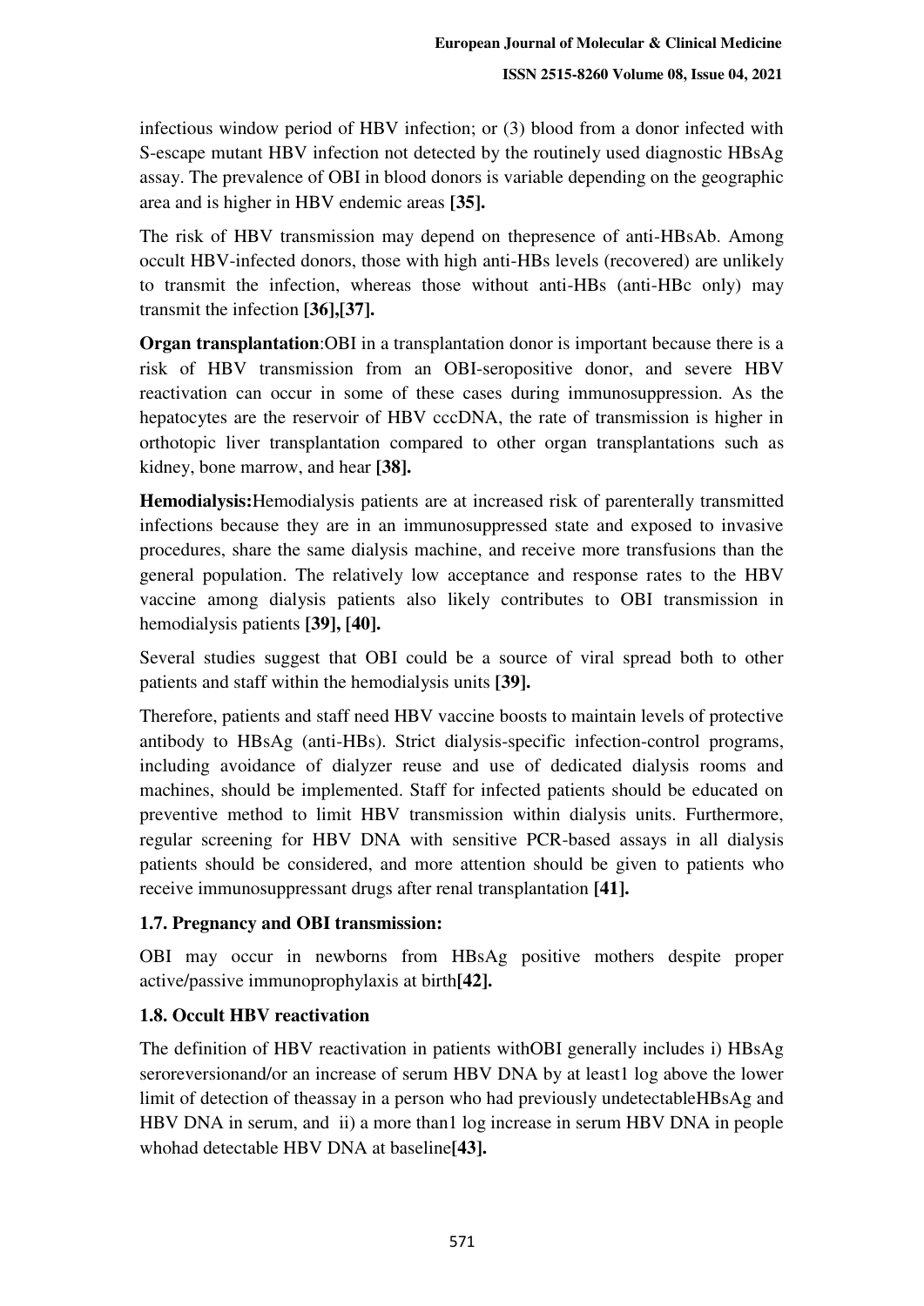infectious window period of HBV infection; or (3) blood from a donor infected with S-escape mutant HBV infection not detected by the routinely used diagnostic HBsAg assay. The prevalence of OBI in blood donors is variable depending on the geographic area and is higher in HBV endemic areas **[35].**

The risk of HBV transmission may depend on thepresence of anti-HBsAb. Among occult HBV-infected donors, those with high anti-HBs levels (recovered) are unlikely to transmit the infection, whereas those without anti-HBs (anti-HBc only) may transmit the infection **[36],[37].**

**Organ transplantation**:OBI in a transplantation donor is important because there is a risk of HBV transmission from an OBI-seropositive donor, and severe HBV reactivation can occur in some of these cases during immunosuppression. As the hepatocytes are the reservoir of HBV cccDNA, the rate of transmission is higher in orthotopic liver transplantation compared to other organ transplantations such as kidney, bone marrow, and hear **[38].**

**Hemodialysis:**Hemodialysis patients are at increased risk of parenterally transmitted infections because they are in an immunosuppressed state and exposed to invasive procedures, share the same dialysis machine, and receive more transfusions than the general population. The relatively low acceptance and response rates to the HBV vaccine among dialysis patients also likely contributes to OBI transmission in hemodialysis patients **[39], [40].**

Several studies suggest that OBI could be a source of viral spread both to other patients and staff within the hemodialysis units **[39].**

Therefore, patients and staff need HBV vaccine boosts to maintain levels of protective antibody to HBsAg (anti-HBs). Strict dialysis-specific infection-control programs, including avoidance of dialyzer reuse and use of dedicated dialysis rooms and machines, should be implemented. Staff for infected patients should be educated on preventive method to limit HBV transmission within dialysis units. Furthermore, regular screening for HBV DNA with sensitive PCR-based assays in all dialysis patients should be considered, and more attention should be given to patients who receive immunosuppressant drugs after renal transplantation **[41].**

### 1.7. Pregnancy and OBI transmission:

OBI may occur in newborns from HBsAg positive mothers despite proper active/passive immunoprophylaxis at birth**[42].**

### 1.8. Occult HBV reactivation

The definition of HBV reactivation in patients withOBI generally includes i) HBsAg seroreversionand/or an increase of serum HBV DNA by at least1 log above the lower limit of detection of theassay in a person who had previously undetectableHBsAg and HBV DNA in serum, and ii) a more than1 log increase in serum HBV DNA in people whohad detectable HBV DNA at baseline**[43].**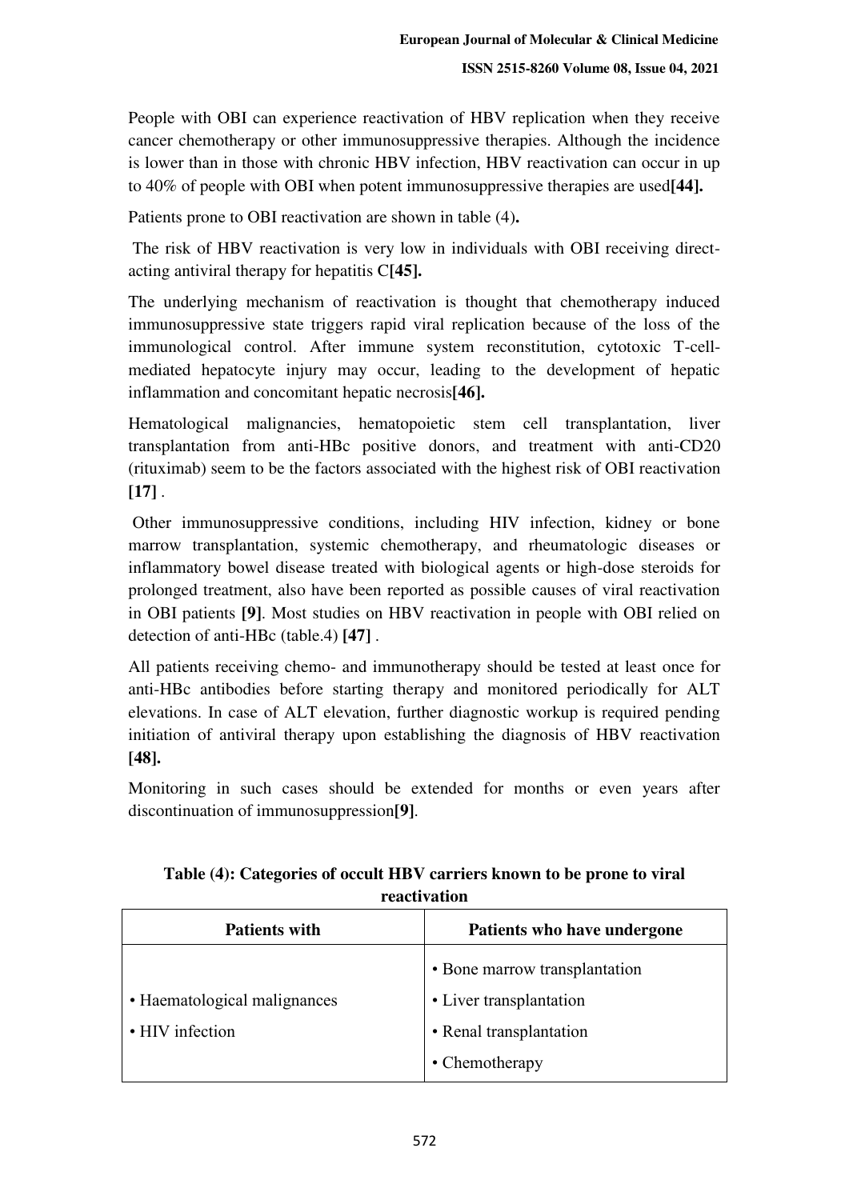People with OBI can experience reactivation of HBV replication when they receive cancer chemotherapy or other immunosuppressive therapies. Although the incidence is lower than in those with chronic HBV infection, HBV reactivation can occur in up to 40% of people with OBI when potent immunosuppressive therapies are used**[44].**

Patients prone to OBI reactivation are shown in table (4)**.**

The risk of HBV reactivation is very low in individuals with OBI receiving direct-acting antiviral therapy for hepatitis C**[45].**

The underlying mechanism of reactivation is thought that chemotherapy induced immunosuppressive state triggers rapid viral replication because of the loss of the immunological control. After immune system reconstitution, cytotoxic T-cell-mediated hepatocyte injury may occur, leading to the development of hepatic inflammation and concomitant hepatic necrosis**[46].**

Hematological malignancies, hematopoietic stem cell transplantation, liver transplantation from anti-HBc positive donors, and treatment with anti-CD20 (rituximab) seem to be the factors associated with the highest risk of OBI reactivation **[17]** .

Other immunosuppressive conditions, including HIV infection, kidney or bone marrow transplantation, systemic chemotherapy, and rheumatologic diseases or inflammatory bowel disease treated with biological agents or high-dose steroids for prolonged treatment, also have been reported as possible causes of viral reactivation in OBI patients **[9]**. Most studies on HBV reactivation in people with OBI relied on detection of anti-HBc (table.4) **[47]** .

All patients receiving chemo- and immunotherapy should be tested at least once for anti-HBc antibodies before starting therapy and monitored periodically for ALT elevations. In case of ALT elevation, further diagnostic workup is required pending initiation of antiviral therapy upon establishing the diagnosis of HBV reactivation **[48].**

Monitoring in such cases should be extended for months or even years after discontinuation of immunosuppression**[9]**.

**Table (4): Categories of occult HBV carriers known to be prone to viral reactivation**

| Patients with | Patients who have undergone |
| --- | --- |
| • Haematological malignances<br>• HIV infection | • Bone marrow transplantation<br>• Liver transplantation<br>• Renal transplantation<br>• Chemotherapy |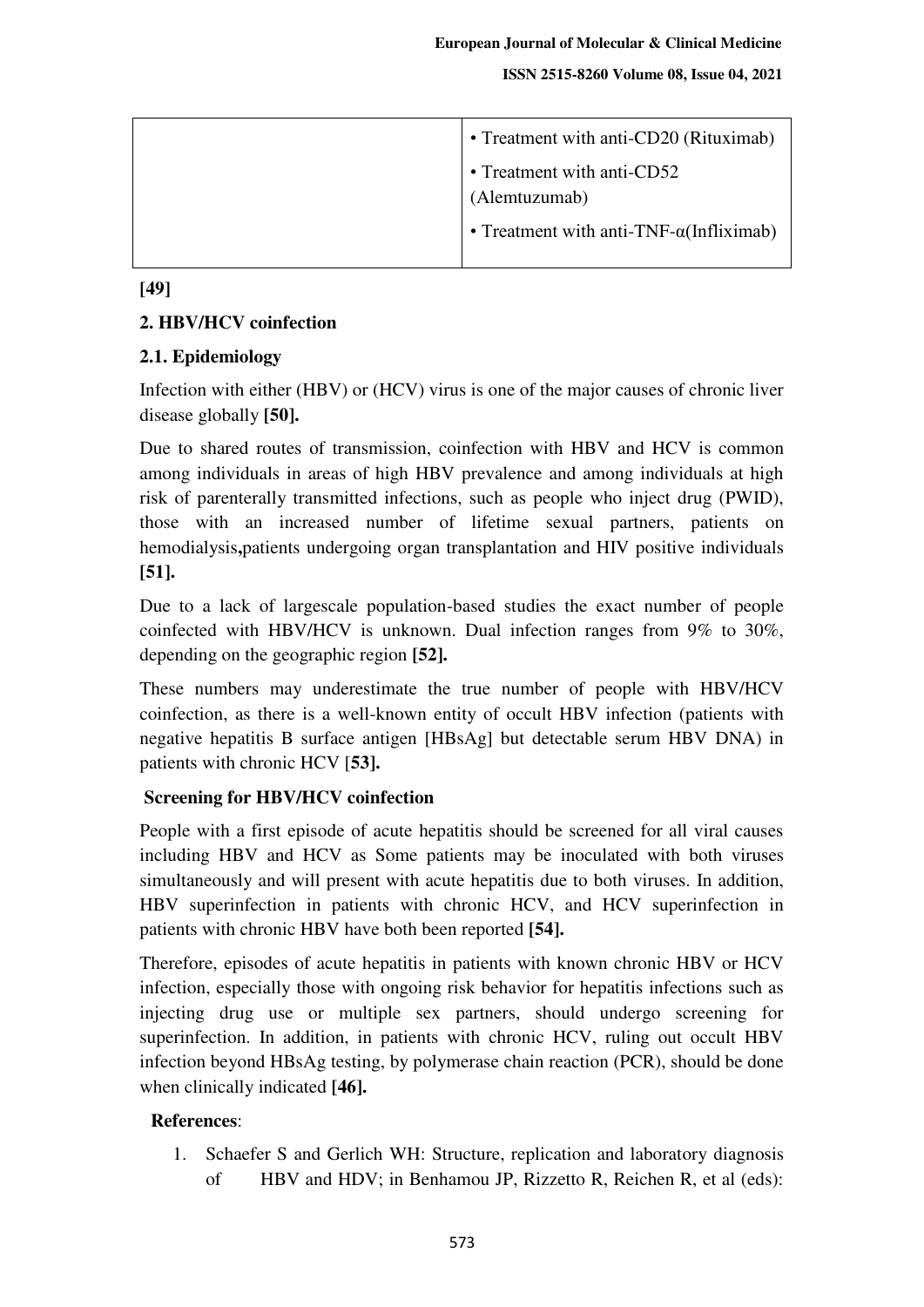| | • Treatment with anti-CD20 (Rituximab)<br>• Treatment with anti-CD52 (Alemtuzumab)<br>• Treatment with anti-TNF-α(Infliximab) |
|---|---|

**[49]**

## 2. HBV/HCV coinfection

### 2.1. Epidemiology

Infection with either (HBV) or (HCV) virus is one of the major causes of chronic liver disease globally **[50].**

Due to shared routes of transmission, coinfection with HBV and HCV is common among individuals in areas of high HBV prevalence and among individuals at high risk of parenterally transmitted infections, such as people who inject drug (PWID), those with an increased number of lifetime sexual partners, patients on hemodialysis**,**patients undergoing organ transplantation and HIV positive individuals **[51].**

Due to a lack of largescale population-based studies the exact number of people coinfected with HBV/HCV is unknown. Dual infection ranges from 9% to 30%, depending on the geographic region **[52].**

These numbers may underestimate the true number of people with HBV/HCV coinfection, as there is a well-known entity of occult HBV infection (patients with negative hepatitis B surface antigen [HBsAg] but detectable serum HBV DNA) in patients with chronic HCV [**53].**

### Screening for HBV/HCV coinfection

People with a first episode of acute hepatitis should be screened for all viral causes including HBV and HCV as Some patients may be inoculated with both viruses simultaneously and will present with acute hepatitis due to both viruses. In addition, HBV superinfection in patients with chronic HCV, and HCV superinfection in patients with chronic HBV have both been reported **[54].**

Therefore, episodes of acute hepatitis in patients with known chronic HBV or HCV infection, especially those with ongoing risk behavior for hepatitis infections such as injecting drug use or multiple sex partners, should undergo screening for superinfection. In addition, in patients with chronic HCV, ruling out occult HBV infection beyond HBsAg testing, by polymerase chain reaction (PCR), should be done when clinically indicated **[46].**

**References**:

1. Schaefer S and Gerlich WH: Structure, replication and laboratory diagnosis of HBV and HDV; in Benhamou JP, Rizzetto R, Reichen R, et al (eds):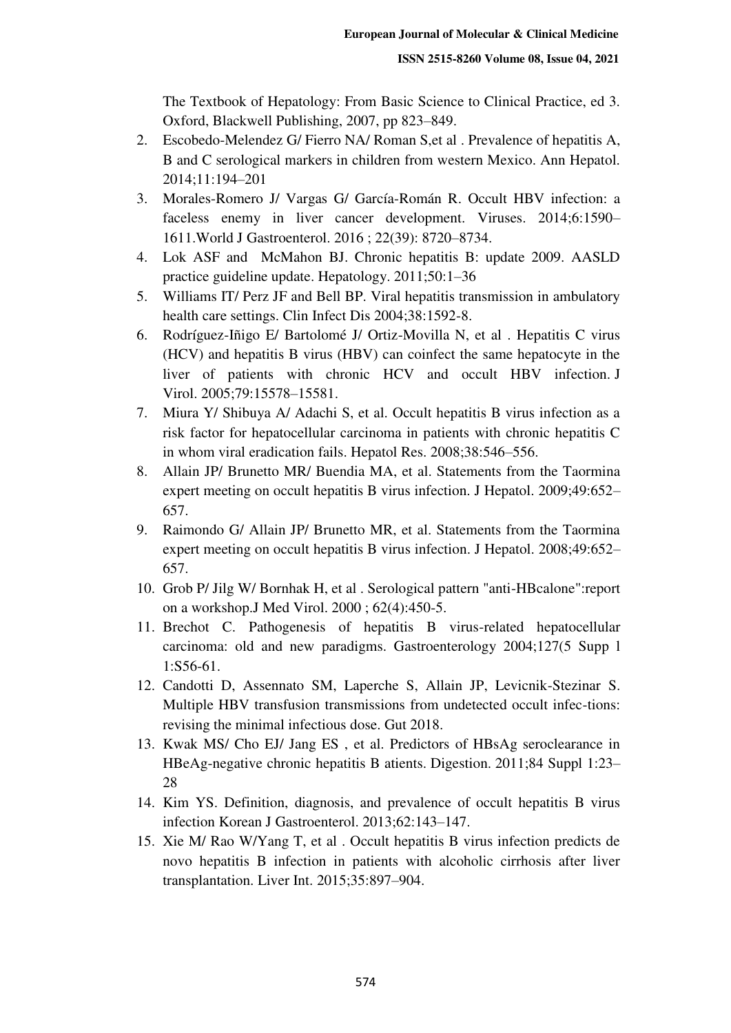The Textbook of Hepatology: From Basic Science to Clinical Practice, ed 3. Oxford, Blackwell Publishing, 2007, pp 823–849.

2. Escobedo-Melendez G/ Fierro NA/ Roman S,et al . Prevalence of hepatitis A, B and C serological markers in children from western Mexico. Ann Hepatol. 2014;11:194–201
3. Morales-Romero J/ Vargas G/ García-Román R. Occult HBV infection: a faceless enemy in liver cancer development. Viruses. 2014;6:1590–1611.World J Gastroenterol. 2016 ; 22(39): 8720–8734.
4. Lok ASF and McMahon BJ. Chronic hepatitis B: update 2009. AASLD practice guideline update. Hepatology. 2011;50:1–36
5. Williams IT/ Perz JF and Bell BP. Viral hepatitis transmission in ambulatory health care settings. Clin Infect Dis 2004;38:1592-8.
6. Rodríguez-Iñigo E/ Bartolomé J/ Ortiz-Movilla N, et al . Hepatitis C virus (HCV) and hepatitis B virus (HBV) can coinfect the same hepatocyte in the liver of patients with chronic HCV and occult HBV infection. J Virol. 2005;79:15578–15581.
7. Miura Y/ Shibuya A/ Adachi S, et al. Occult hepatitis B virus infection as a risk factor for hepatocellular carcinoma in patients with chronic hepatitis C in whom viral eradication fails. Hepatol Res. 2008;38:546–556.
8. Allain JP/ Brunetto MR/ Buendia MA, et al. Statements from the Taormina expert meeting on occult hepatitis B virus infection. J Hepatol. 2009;49:652–657.
9. Raimondo G/ Allain JP/ Brunetto MR, et al. Statements from the Taormina expert meeting on occult hepatitis B virus infection. J Hepatol. 2008;49:652–657.
10. Grob P/ Jilg W/ Bornhak H, et al . Serological pattern "anti-HBcalone":report on a workshop.J Med Virol. 2000 ; 62(4):450-5.
11. Brechot C. Pathogenesis of hepatitis B virus-related hepatocellular carcinoma: old and new paradigms. Gastroenterology 2004;127(5 Supp l 1:S56-61.
12. Candotti D, Assennato SM, Laperche S, Allain JP, Levicnik-Stezinar S. Multiple HBV transfusion transmissions from undetected occult infec-tions: revising the minimal infectious dose. Gut 2018.
13. Kwak MS/ Cho EJ/ Jang ES , et al. Predictors of HBsAg seroclearance in HBeAg-negative chronic hepatitis B atients. Digestion. 2011;84 Suppl 1:23–28
14. Kim YS. Definition, diagnosis, and prevalence of occult hepatitis B virus infection Korean J Gastroenterol. 2013;62:143–147.
15. Xie M/ Rao W/Yang T, et al . Occult hepatitis B virus infection predicts de novo hepatitis B infection in patients with alcoholic cirrhosis after liver transplantation. Liver Int. 2015;35:897–904.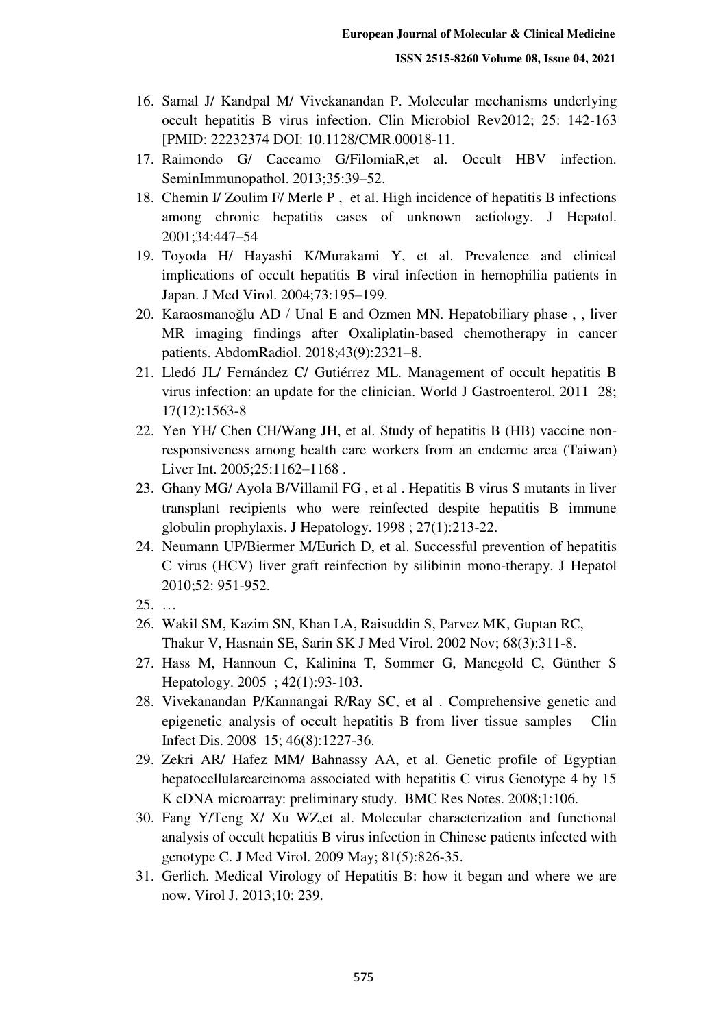16. Samal J/ Kandpal M/ Vivekanandan P. Molecular mechanisms underlying occult hepatitis B virus infection. Clin Microbiol Rev2012; 25: 142-163 [PMID: 22232374 DOI: 10.1128/CMR.00018-11.
17. Raimondo G/ Caccamo G/FilomiaR,et al. Occult HBV infection. SeminImmunopathol. 2013;35:39–52.
18. Chemin I/ Zoulim F/ Merle P , et al. High incidence of hepatitis B infections among chronic hepatitis cases of unknown aetiology. J Hepatol. 2001;34:447–54
19. Toyoda H/ Hayashi K/Murakami Y, et al. Prevalence and clinical implications of occult hepatitis B viral infection in hemophilia patients in Japan. J Med Virol. 2004;73:195–199.
20. Karaosmanoğlu AD / Unal E and Ozmen MN. Hepatobiliary phase , , liver MR imaging findings after Oxaliplatin-based chemotherapy in cancer patients. AbdomRadiol. 2018;43(9):2321–8.
21. Lledó JL/ Fernández C/ Gutiérrez ML. Management of occult hepatitis B virus infection: an update for the clinician. World J Gastroenterol. 2011 28; 17(12):1563-8
22. Yen YH/ Chen CH/Wang JH, et al. Study of hepatitis B (HB) vaccine non-responsiveness among health care workers from an endemic area (Taiwan) Liver Int. 2005;25:1162–1168 .
23. Ghany MG/ Ayola B/Villamil FG , et al . Hepatitis B virus S mutants in liver transplant recipients who were reinfected despite hepatitis B immune globulin prophylaxis. J Hepatology. 1998 ; 27(1):213-22.
24. Neumann UP/Biermer M/Eurich D, et al. Successful prevention of hepatitis C virus (HCV) liver graft reinfection by silibinin mono-therapy. J Hepatol 2010;52: 951-952.
25. …
26. Wakil SM, Kazim SN, Khan LA, Raisuddin S, Parvez MK, Guptan RC, Thakur V, Hasnain SE, Sarin SK J Med Virol. 2002 Nov; 68(3):311-8.
27. Hass M, Hannoun C, Kalinina T, Sommer G, Manegold C, Günther S Hepatology. 2005 ; 42(1):93-103.
28. Vivekanandan P/Kannangai R/Ray SC, et al . Comprehensive genetic and epigenetic analysis of occult hepatitis B from liver tissue samples Clin Infect Dis. 2008 15; 46(8):1227-36.
29. Zekri AR/ Hafez MM/ Bahnassy AA, et al. Genetic profile of Egyptian hepatocellularcarcinoma associated with hepatitis C virus Genotype 4 by 15 K cDNA microarray: preliminary study. BMC Res Notes. 2008;1:106.
30. Fang Y/Teng X/ Xu WZ,et al. Molecular characterization and functional analysis of occult hepatitis B virus infection in Chinese patients infected with genotype C. J Med Virol. 2009 May; 81(5):826-35.
31. Gerlich. Medical Virology of Hepatitis B: how it began and where we are now. Virol J. 2013;10: 239.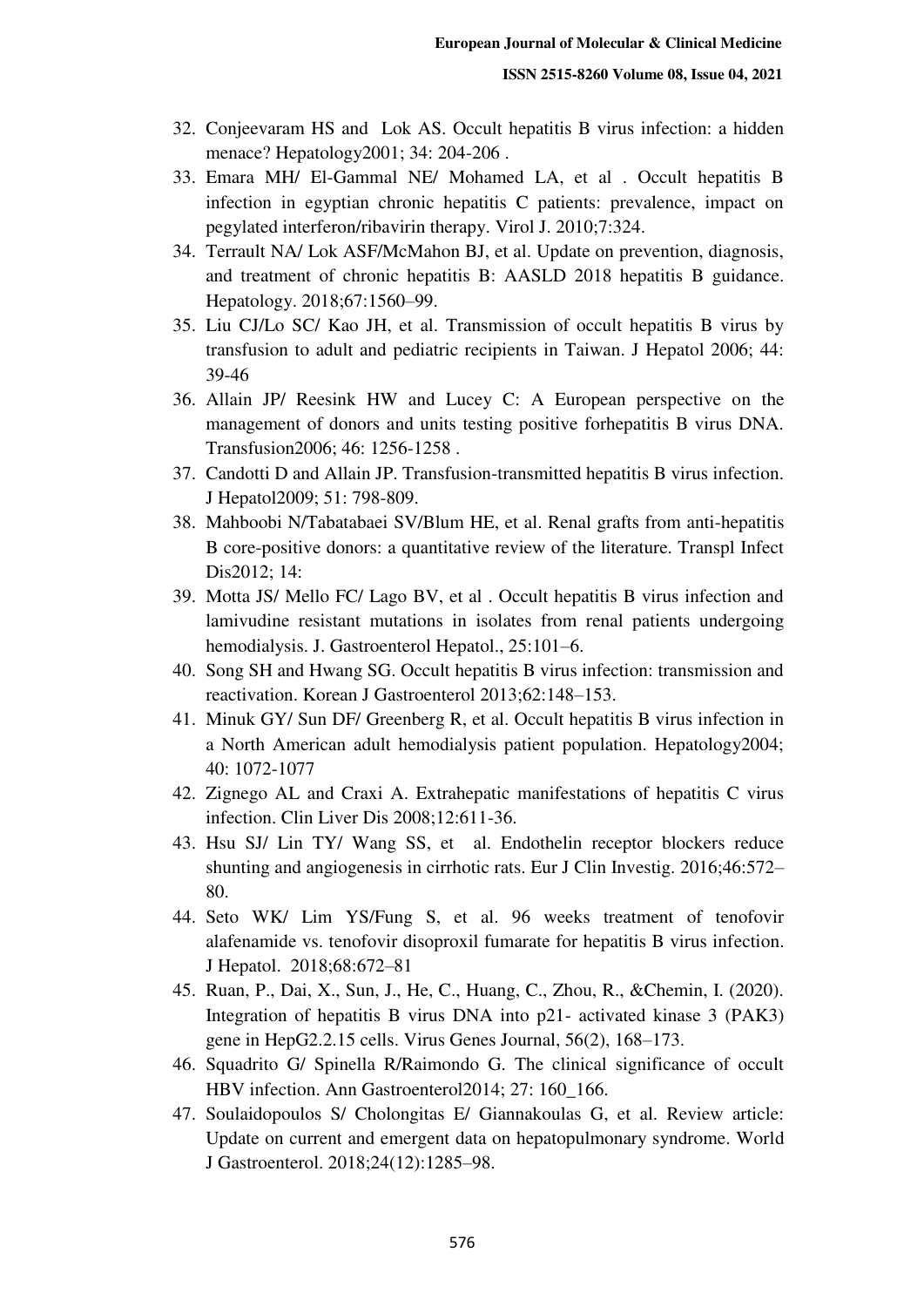32. Conjeevaram HS and Lok AS. Occult hepatitis B virus infection: a hidden menace? Hepatology2001; 34: 204-206 .
33. Emara MH/ El-Gammal NE/ Mohamed LA, et al . Occult hepatitis B infection in egyptian chronic hepatitis C patients: prevalence, impact on pegylated interferon/ribavirin therapy. Virol J. 2010;7:324.
34. Terrault NA/ Lok ASF/McMahon BJ, et al. Update on prevention, diagnosis, and treatment of chronic hepatitis B: AASLD 2018 hepatitis B guidance. Hepatology. 2018;67:1560–99.
35. Liu CJ/Lo SC/ Kao JH, et al. Transmission of occult hepatitis B virus by transfusion to adult and pediatric recipients in Taiwan. J Hepatol 2006; 44: 39-46
36. Allain JP/ Reesink HW and Lucey C: A European perspective on the management of donors and units testing positive forhepatitis B virus DNA. Transfusion2006; 46: 1256-1258 .
37. Candotti D and Allain JP. Transfusion-transmitted hepatitis B virus infection. J Hepatol2009; 51: 798-809.
38. Mahboobi N/Tabatabaei SV/Blum HE, et al. Renal grafts from anti-hepatitis B core-positive donors: a quantitative review of the literature. Transpl Infect Dis2012; 14:
39. Motta JS/ Mello FC/ Lago BV, et al . Occult hepatitis B virus infection and lamivudine resistant mutations in isolates from renal patients undergoing hemodialysis. J. Gastroenterol Hepatol., 25:101–6.
40. Song SH and Hwang SG. Occult hepatitis B virus infection: transmission and reactivation. Korean J Gastroenterol 2013;62:148–153.
41. Minuk GY/ Sun DF/ Greenberg R, et al. Occult hepatitis B virus infection in a North American adult hemodialysis patient population. Hepatology2004; 40: 1072-1077
42. Zignego AL and Craxi A. Extrahepatic manifestations of hepatitis C virus infection. Clin Liver Dis 2008;12:611-36.
43. Hsu SJ/ Lin TY/ Wang SS, et al. Endothelin receptor blockers reduce shunting and angiogenesis in cirrhotic rats. Eur J Clin Investig. 2016;46:572–80.
44. Seto WK/ Lim YS/Fung S, et al. 96 weeks treatment of tenofovir alafenamide vs. tenofovir disoproxil fumarate for hepatitis B virus infection. J Hepatol. 2018;68:672–81
45. Ruan, P., Dai, X., Sun, J., He, C., Huang, C., Zhou, R., &Chemin, I. (2020). Integration of hepatitis B virus DNA into p21- activated kinase 3 (PAK3) gene in HepG2.2.15 cells. Virus Genes Journal, 56(2), 168–173.
46. Squadrito G/ Spinella R/Raimondo G. The clinical significance of occult HBV infection. Ann Gastroenterol2014; 27: 160_166.
47. Soulaidopoulos S/ Cholongitas E/ Giannakoulas G, et al. Review article: Update on current and emergent data on hepatopulmonary syndrome. World J Gastroenterol. 2018;24(12):1285–98.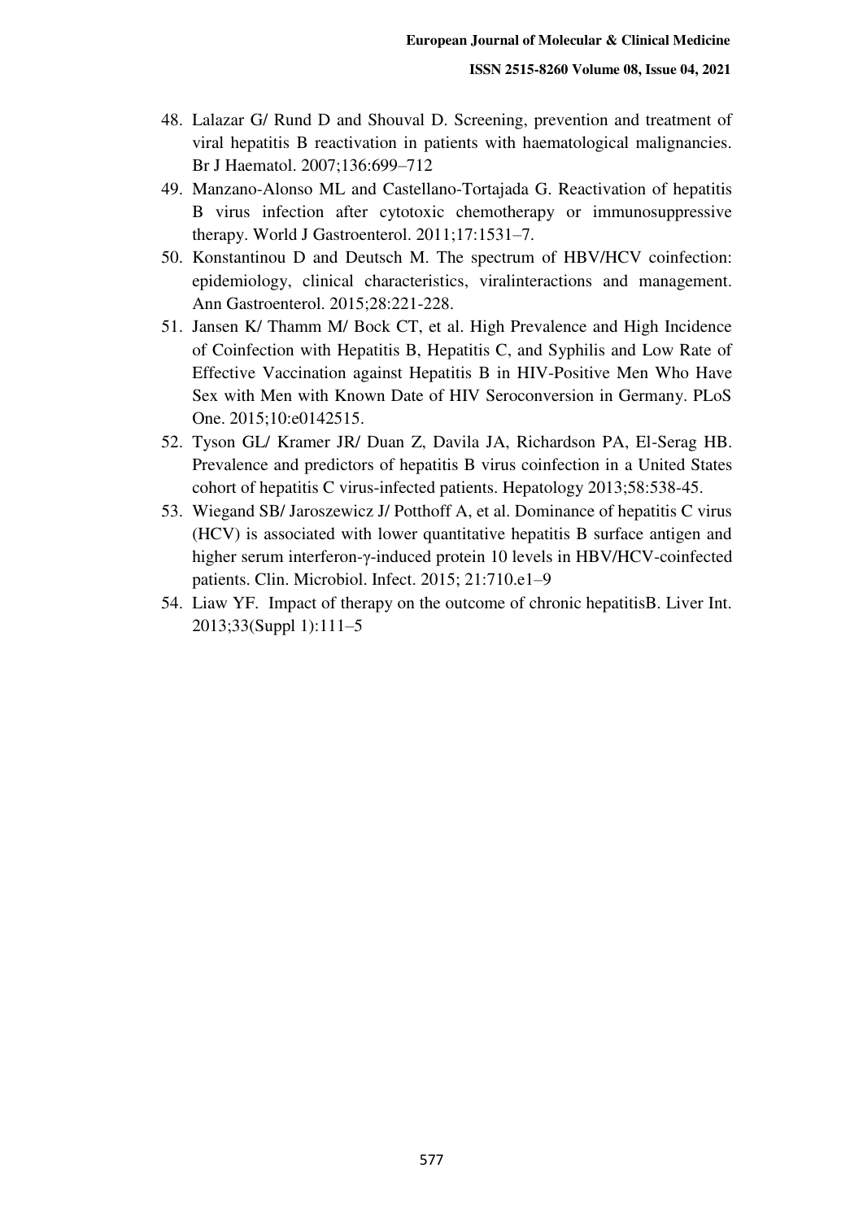48. Lalazar G/ Rund D and Shouval D. Screening, prevention and treatment of viral hepatitis B reactivation in patients with haematological malignancies. Br J Haematol. 2007;136:699–712
49. Manzano-Alonso ML and Castellano-Tortajada G. Reactivation of hepatitis B virus infection after cytotoxic chemotherapy or immunosuppressive therapy. World J Gastroenterol. 2011;17:1531–7.
50. Konstantinou D and Deutsch M. The spectrum of HBV/HCV coinfection: epidemiology, clinical characteristics, viralinteractions and management. Ann Gastroenterol. 2015;28:221-228.
51. Jansen K/ Thamm M/ Bock CT, et al. High Prevalence and High Incidence of Coinfection with Hepatitis B, Hepatitis C, and Syphilis and Low Rate of Effective Vaccination against Hepatitis B in HIV-Positive Men Who Have Sex with Men with Known Date of HIV Seroconversion in Germany. PLoS One. 2015;10:e0142515.
52. Tyson GL/ Kramer JR/ Duan Z, Davila JA, Richardson PA, El-Serag HB. Prevalence and predictors of hepatitis B virus coinfection in a United States cohort of hepatitis C virus-infected patients. Hepatology 2013;58:538-45.
53. Wiegand SB/ Jaroszewicz J/ Potthoff A, et al. Dominance of hepatitis C virus (HCV) is associated with lower quantitative hepatitis B surface antigen and higher serum interferon-γ-induced protein 10 levels in HBV/HCV-coinfected patients. Clin. Microbiol. Infect. 2015; 21:710.e1–9
54. Liaw YF. Impact of therapy on the outcome of chronic hepatitisB. Liver Int. 2013;33(Suppl 1):111–5